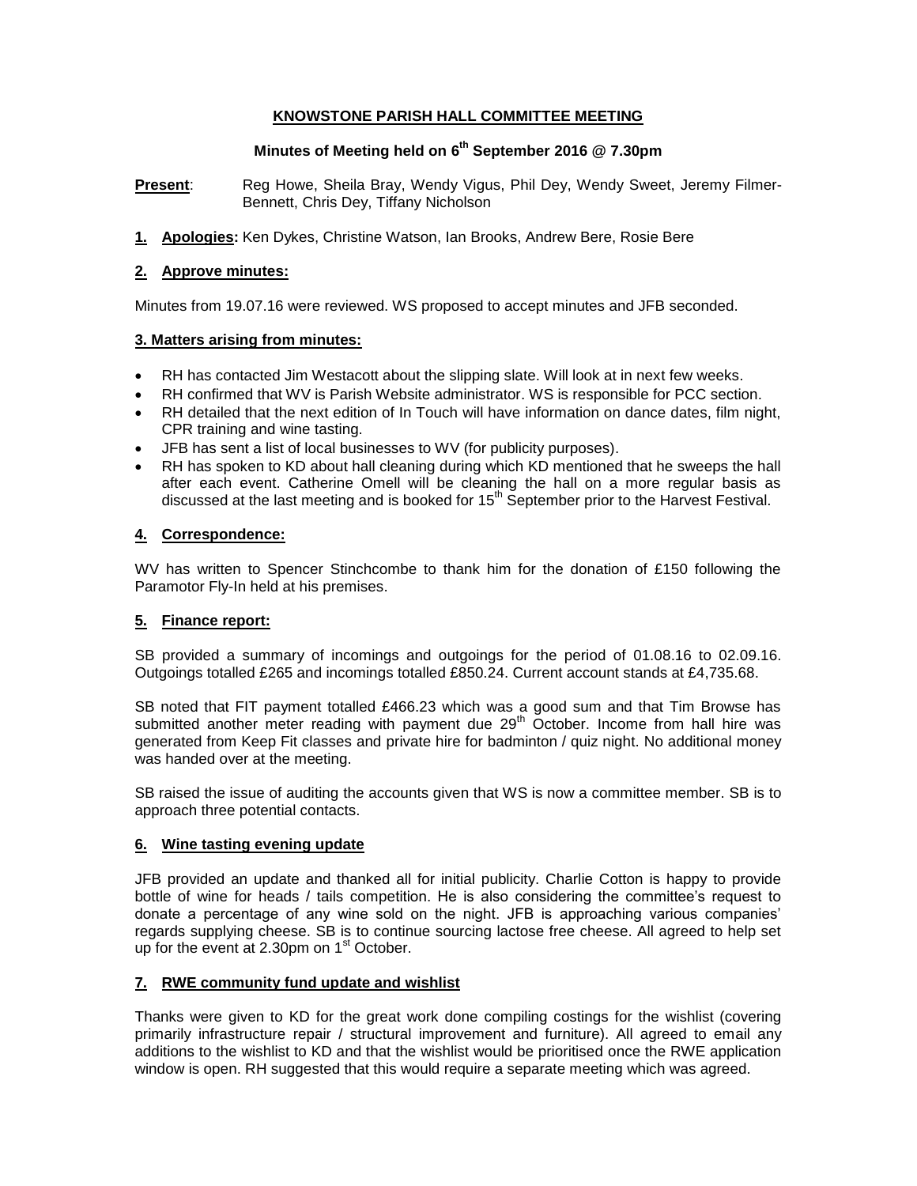# KNOWSTONE PARISH HALL COMMITTEE MEETING

## Minutes of Meeting held on 6th September 2016 @ 7.30pm

**Present**: Reg Howe, Sheila Bray, Wendy Vigus, Phil Dey, Wendy Sweet, Jeremy Filmer-Bennett, Chris Dey, Tiffany Nicholson

**1. Apologies:** Ken Dykes, Christine Watson, Ian Brooks, Andrew Bere, Rosie Bere

### 2. Approve minutes:

Minutes from 19.07.16 were reviewed. WS proposed to accept minutes and JFB seconded.

### 3. Matters arising from minutes:

- RH has contacted Jim Westacott about the slipping slate. Will look at in next few weeks.
- RH confirmed that WV is Parish Website administrator. WS is responsible for PCC section.
- RH detailed that the next edition of In Touch will have information on dance dates, film night, CPR training and wine tasting.
- JFB has sent a list of local businesses to WV (for publicity purposes).
- RH has spoken to KD about hall cleaning during which KD mentioned that he sweeps the hall after each event. Catherine Omell will be cleaning the hall on a more regular basis as discussed at the last meeting and is booked for 15th September prior to the Harvest Festival.

### 4. Correspondence:

WV has written to Spencer Stinchcombe to thank him for the donation of £150 following the Paramotor Fly-In held at his premises.

### 5. Finance report:

SB provided a summary of incomings and outgoings for the period of 01.08.16 to 02.09.16. Outgoings totalled £265 and incomings totalled £850.24. Current account stands at £4,735.68.

SB noted that FIT payment totalled £466.23 which was a good sum and that Tim Browse has submitted another meter reading with payment due 29th October. Income from hall hire was generated from Keep Fit classes and private hire for badminton / quiz night. No additional money was handed over at the meeting.

SB raised the issue of auditing the accounts given that WS is now a committee member. SB is to approach three potential contacts.

### 6. Wine tasting evening update

JFB provided an update and thanked all for initial publicity. Charlie Cotton is happy to provide bottle of wine for heads / tails competition. He is also considering the committee's request to donate a percentage of any wine sold on the night. JFB is approaching various companies' regards supplying cheese. SB is to continue sourcing lactose free cheese. All agreed to help set up for the event at 2.30pm on 1st October.

### 7. RWE community fund update and wishlist

Thanks were given to KD for the great work done compiling costings for the wishlist (covering primarily infrastructure repair / structural improvement and furniture). All agreed to email any additions to the wishlist to KD and that the wishlist would be prioritised once the RWE application window is open. RH suggested that this would require a separate meeting which was agreed.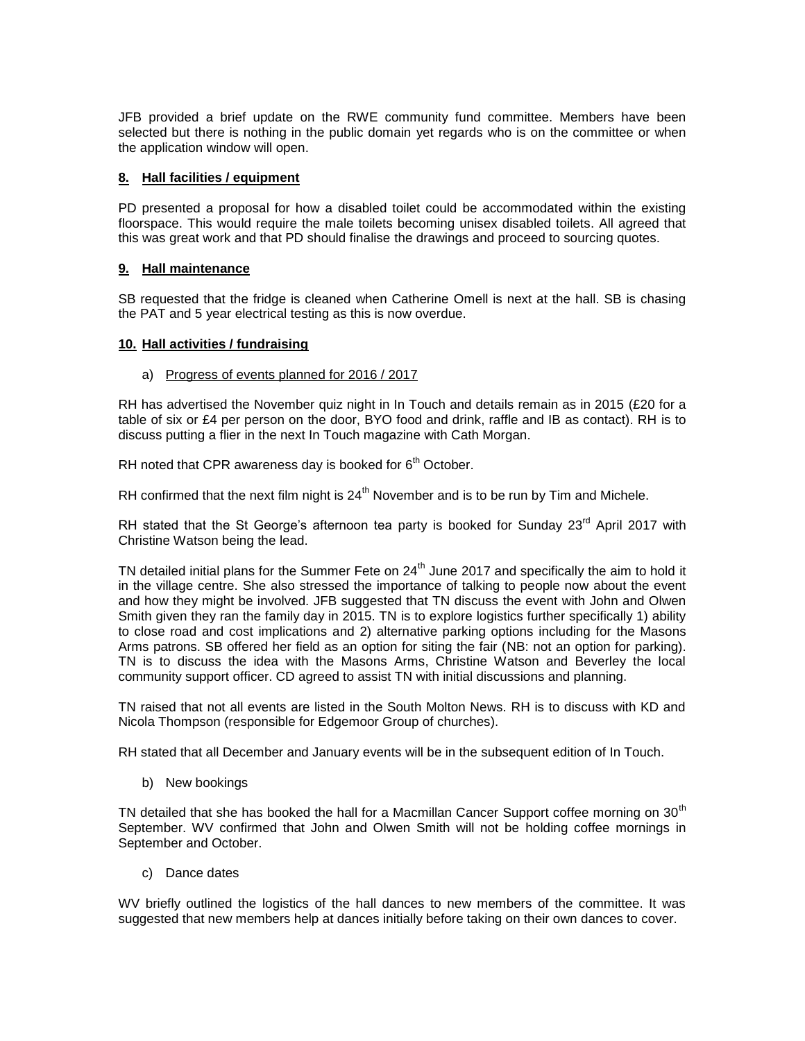JFB provided a brief update on the RWE community fund committee. Members have been selected but there is nothing in the public domain yet regards who is on the committee or when the application window will open.

## 8. Hall facilities / equipment

PD presented a proposal for how a disabled toilet could be accommodated within the existing floorspace. This would require the male toilets becoming unisex disabled toilets. All agreed that this was great work and that PD should finalise the drawings and proceed to sourcing quotes.

## 9. Hall maintenance

SB requested that the fridge is cleaned when Catherine Omell is next at the hall. SB is chasing the PAT and 5 year electrical testing as this is now overdue.

## 10. Hall activities / fundraising

### a) Progress of events planned for 2016 / 2017

RH has advertised the November quiz night in In Touch and details remain as in 2015 (£20 for a table of six or £4 per person on the door, BYO food and drink, raffle and IB as contact). RH is to discuss putting a flier in the next In Touch magazine with Cath Morgan.

RH noted that CPR awareness day is booked for 6th October.

RH confirmed that the next film night is 24th November and is to be run by Tim and Michele.

RH stated that the St George's afternoon tea party is booked for Sunday 23rd April 2017 with Christine Watson being the lead.

TN detailed initial plans for the Summer Fete on 24th June 2017 and specifically the aim to hold it in the village centre. She also stressed the importance of talking to people now about the event and how they might be involved. JFB suggested that TN discuss the event with John and Olwen Smith given they ran the family day in 2015. TN is to explore logistics further specifically 1) ability to close road and cost implications and 2) alternative parking options including for the Masons Arms patrons. SB offered her field as an option for siting the fair (NB: not an option for parking). TN is to discuss the idea with the Masons Arms, Christine Watson and Beverley the local community support officer. CD agreed to assist TN with initial discussions and planning.

TN raised that not all events are listed in the South Molton News. RH is to discuss with KD and Nicola Thompson (responsible for Edgemoor Group of churches).

RH stated that all December and January events will be in the subsequent edition of In Touch.

### b) New bookings

TN detailed that she has booked the hall for a Macmillan Cancer Support coffee morning on 30th September. WV confirmed that John and Olwen Smith will not be holding coffee mornings in September and October.

### c) Dance dates

WV briefly outlined the logistics of the hall dances to new members of the committee. It was suggested that new members help at dances initially before taking on their own dances to cover.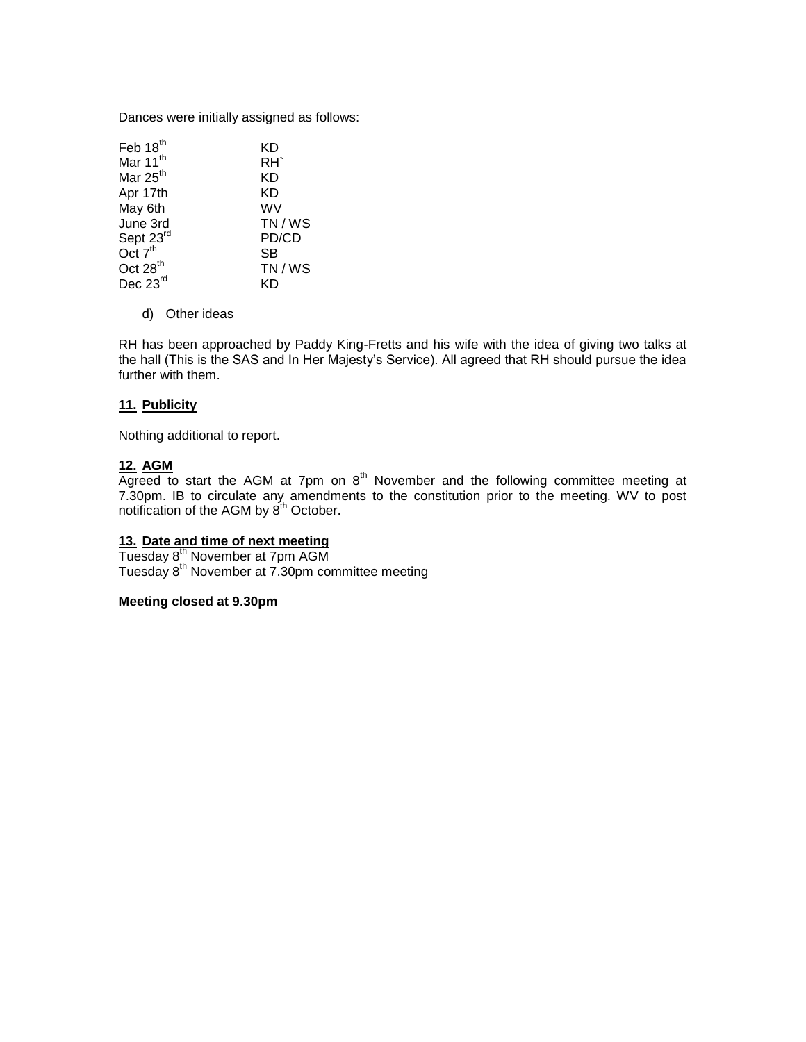Dances were initially assigned as follows:

| | |
|---|---|
| Feb 18th | KD |
| Mar 11th | RH` |
| Mar 25th | KD |
| Apr 17th | KD |
| May 6th | WV |
| June 3rd | TN / WS |
| Sept 23rd | PD/CD |
| Oct 7th | SB |
| Oct 28th | TN / WS |
| Dec 23rd | KD |

d) Other ideas

RH has been approached by Paddy King-Fretts and his wife with the idea of giving two talks at the hall (This is the SAS and In Her Majesty's Service). All agreed that RH should pursue the idea further with them.

## 11. Publicity

Nothing additional to report.

## 12. AGM

Agreed to start the AGM at 7pm on 8th November and the following committee meeting at 7.30pm. IB to circulate any amendments to the constitution prior to the meeting. WV to post notification of the AGM by 8th October.

## 13. Date and time of next meeting

Tuesday 8th November at 7pm AGM
Tuesday 8th November at 7.30pm committee meeting

**Meeting closed at 9.30pm**